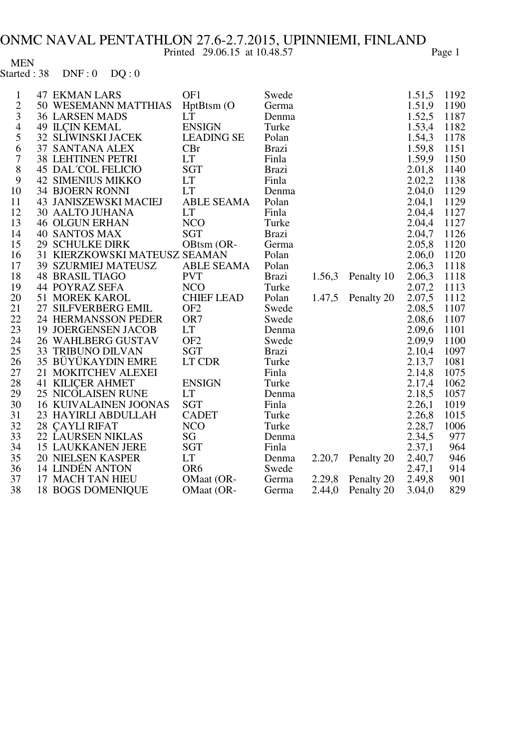# ONMC NAVAL PENTATHLON 27.6-2.7.2015, UPINNIEMI, FINLAND

Printed 29.06.15 at 10.48.57

MEN

Started : 38 DNF : 0 DQ : 0

| | | | | | | | | |
|---|---|---|---|---|---|---|---|---|
| 1 | 47 | EKMAN LARS | OF1 | Swede | | | 1.51,5 | 1192 |
| 2 | 50 | WESEMANN MATTHIAS | HptBtsm (O | Germa | | | 1.51,9 | 1190 |
| 3 | 36 | LARSEN MADS | LT | Denma | | | 1.52,5 | 1187 |
| 4 | 49 | ILÇIN KEMAL | ENSIGN | Turke | | | 1.53,4 | 1182 |
| 5 | 32 | SLIWINSKI JACEK | LEADING SE | Polan | | | 1.54,3 | 1178 |
| 6 | 37 | SANTANA ALEX | CBr | Brazi | | | 1.59,8 | 1151 |
| 7 | 38 | LEHTINEN PETRI | LT | Finla | | | 1.59,9 | 1150 |
| 8 | 45 | DAL´COL FELICIO | SGT | Brazi | | | 2.01,8 | 1140 |
| 9 | 42 | SIMENIUS MIKKO | LT | Finla | | | 2.02,2 | 1138 |
| 10 | 34 | BJOERN RONNI | LT | Denma | | | 2.04,0 | 1129 |
| 11 | 43 | JANISZEWSKI MACIEJ | ABLE SEAMA | Polan | | | 2.04,1 | 1129 |
| 12 | 30 | AALTO JUHANA | LT | Finla | | | 2.04,4 | 1127 |
| 13 | 46 | OLGUN ERHAN | NCO | Turke | | | 2.04,4 | 1127 |
| 14 | 40 | SANTOS MAX | SGT | Brazi | | | 2.04,7 | 1126 |
| 15 | 29 | SCHULKE DIRK | OBtsm (OR- | Germa | | | 2.05,8 | 1120 |
| 16 | 31 | KIERZKOWSKI MATEUSZ | SEAMAN | Polan | | | 2.06,0 | 1120 |
| 17 | 39 | SZURMIEJ MATEUSZ | ABLE SEAMA | Polan | | | 2.06,3 | 1118 |
| 18 | 48 | BRASIL TIAGO | PVT | Brazi | 1.56,3 | Penalty 10 | 2.06,3 | 1118 |
| 19 | 44 | POYRAZ SEFA | NCO | Turke | | | 2.07,2 | 1113 |
| 20 | 51 | MOREK KAROL | CHIEF LEAD | Polan | 1.47,5 | Penalty 20 | 2.07,5 | 1112 |
| 21 | 27 | SILFVERBERG EMIL | OF2 | Swede | | | 2.08,5 | 1107 |
| 22 | 24 | HERMANSSON PEDER | OR7 | Swede | | | 2.08,6 | 1107 |
| 23 | 19 | JOERGENSEN JACOB | LT | Denma | | | 2.09,6 | 1101 |
| 24 | 26 | WAHLBERG GUSTAV | OF2 | Swede | | | 2.09,9 | 1100 |
| 25 | 33 | TRIBUNO DILVAN | SGT | Brazi | | | 2.10,4 | 1097 |
| 26 | 35 | BÜYÜKAYDIN EMRE | LT CDR | Turke | | | 2.13,7 | 1081 |
| 27 | 21 | MOKITCHEV ALEXEI | | Finla | | | 2.14,8 | 1075 |
| 28 | 41 | KILIÇER AHMET | ENSIGN | Turke | | | 2.17,4 | 1062 |
| 29 | 25 | NICOLAISEN RUNE | LT | Denma | | | 2.18,5 | 1057 |
| 30 | 16 | KUIVALAINEN JOONAS | SGT | Finla | | | 2.26,1 | 1019 |
| 31 | 23 | HAYIRLI ABDULLAH | CADET | Turke | | | 2.26,8 | 1015 |
| 32 | 28 | ÇAYLI RIFAT | NCO | Turke | | | 2.28,7 | 1006 |
| 33 | 22 | LAURSEN NIKLAS | SG | Denma | | | 2.34,5 | 977 |
| 34 | 15 | LAUKKANEN JERE | SGT | Finla | | | 2.37,1 | 964 |
| 35 | 20 | NIELSEN KASPER | LT | Denma | 2.20,7 | Penalty 20 | 2.40,7 | 946 |
| 36 | 14 | LINDÉN ANTON | OR6 | Swede | | | 2.47,1 | 914 |
| 37 | 17 | MACH TAN HIEU | OMaat (OR- | Germa | 2.29,8 | Penalty 20 | 2.49,8 | 901 |
| 38 | 18 | BOGS DOMENIQUE | OMaat (OR- | Germa | 2.44,0 | Penalty 20 | 3.04,0 | 829 |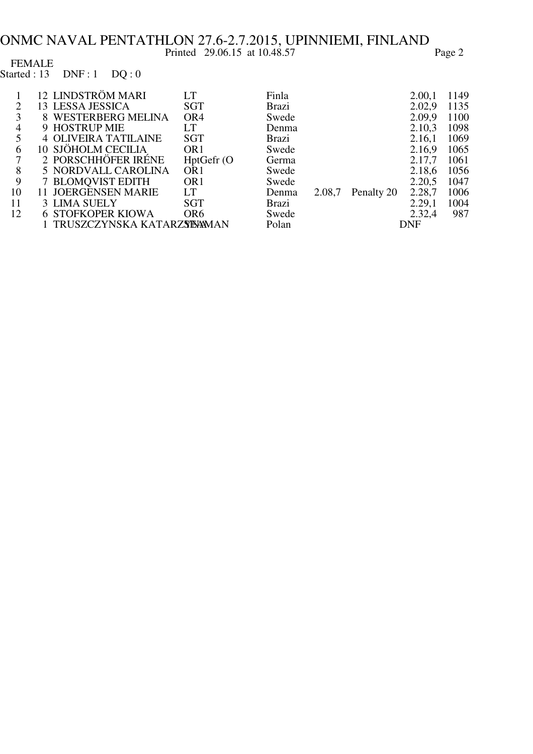# ONMC NAVAL PENTATHLON 27.6-2.7.2015, UPINNIEMI, FINLAND

Printed 29.06.15 at 10.48.57

FEMALE

Started : 13 DNF : 1 DQ : 0

| | | | | | | | | |
|---|---|---|---|---|---|---|---|---|
| 1 | 12 | LINDSTRÖM MARI | LT | Finla | | | 2.00,1 | 1149 |
| 2 | 13 | LESSA JESSICA | SGT | Brazi | | | 2.02,9 | 1135 |
| 3 | 8 | WESTERBERG MELINA | OR4 | Swede | | | 2.09,9 | 1100 |
| 4 | 9 | HOSTRUP MIE | LT | Denma | | | 2.10,3 | 1098 |
| 5 | 4 | OLIVEIRA TATILAINE | SGT | Brazi | | | 2.16,1 | 1069 |
| 6 | 10 | SJÖHOLM CECILIA | OR1 | Swede | | | 2.16,9 | 1065 |
| 7 | 2 | PORSCHHÖFER IRÉNE | HptGefr (O | Germa | | | 2.17,7 | 1061 |
| 8 | 5 | NORDVALL CAROLINA | OR1 | Swede | | | 2.18,6 | 1056 |
| 9 | 7 | BLOMQVIST EDITH | OR1 | Swede | | | 2.20,5 | 1047 |
| 10 | 11 | JOERGENSEN MARIE | LT | Denma | 2.08,7 | Penalty 20 | 2.28,7 | 1006 |
| 11 | 3 | LIMA SUELY | SGT | Brazi | | | 2.29,1 | 1004 |
| 12 | 6 | STOFKOPER KIOWA | OR6 | Swede | | | 2.32,4 | 987 |
| | 1 | TRUSZCZYNSKA KATARZYNA | SEAMAN | Polan | | | DNF | |